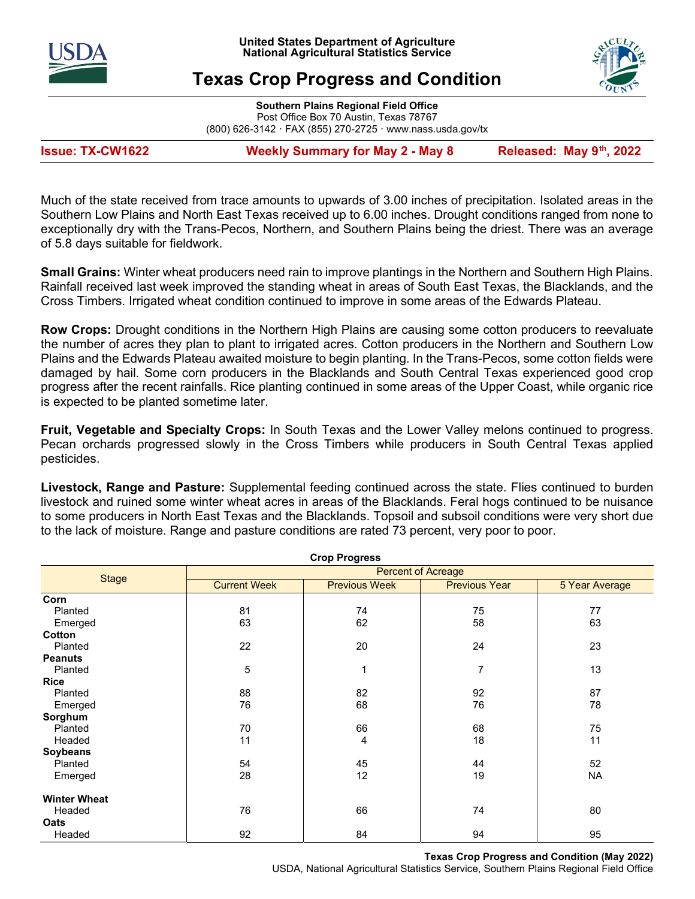United States Department of Agriculture
National Agricultural Statistics Service

# Texas Crop Progress and Condition

**Southern Plains Regional Field Office**
Post Office Box 70 Austin, Texas 78767
(800) 626-3142 · FAX (855) 270-2725 · www.nass.usda.gov/tx

**Issue: TX-CW1622** | **Weekly Summary for May 2 - May 8** | **Released: May 9th, 2022**

Much of the state received from trace amounts to upwards of 3.00 inches of precipitation. Isolated areas in the Southern Low Plains and North East Texas received up to 6.00 inches. Drought conditions ranged from none to exceptionally dry with the Trans-Pecos, Northern, and Southern Plains being the driest. There was an average of 5.8 days suitable for fieldwork.

**Small Grains:** Winter wheat producers need rain to improve plantings in the Northern and Southern High Plains. Rainfall received last week improved the standing wheat in areas of South East Texas, the Blacklands, and the Cross Timbers. Irrigated wheat condition continued to improve in some areas of the Edwards Plateau.

**Row Crops:** Drought conditions in the Northern High Plains are causing some cotton producers to reevaluate the number of acres they plan to plant to irrigated acres. Cotton producers in the Northern and Southern Low Plains and the Edwards Plateau awaited moisture to begin planting. In the Trans-Pecos, some cotton fields were damaged by hail. Some corn producers in the Blacklands and South Central Texas experienced good crop progress after the recent rainfalls. Rice planting continued in some areas of the Upper Coast, while organic rice is expected to be planted sometime later.

**Fruit, Vegetable and Specialty Crops:** In South Texas and the Lower Valley melons continued to progress. Pecan orchards progressed slowly in the Cross Timbers while producers in South Central Texas applied pesticides.

**Livestock, Range and Pasture:** Supplemental feeding continued across the state. Flies continued to burden livestock and ruined some winter wheat acres in areas of the Blacklands. Feral hogs continued to be nuisance to some producers in North East Texas and the Blacklands. Topsoil and subsoil conditions were very short due to the lack of moisture. Range and pasture conditions are rated 73 percent, very poor to poor.

**Crop Progress**

| Stage | Percent of Acreage | | | |
|---|---|---|---|---|
| | Current Week | Previous Week | Previous Year | 5 Year Average |
| **Corn** | | | | |
| Planted | 81 | 74 | 75 | 77 |
| Emerged | 63 | 62 | 58 | 63 |
| **Cotton** | | | | |
| Planted | 22 | 20 | 24 | 23 |
| **Peanuts** | | | | |
| Planted | 5 | 1 | 7 | 13 |
| **Rice** | | | | |
| Planted | 88 | 82 | 92 | 87 |
| Emerged | 76 | 68 | 76 | 78 |
| **Sorghum** | | | | |
| Planted | 70 | 66 | 68 | 75 |
| Headed | 11 | 4 | 18 | 11 |
| **Soybeans** | | | | |
| Planted | 54 | 45 | 44 | 52 |
| Emerged | 28 | 12 | 19 | NA |
| **Winter Wheat** | | | | |
| Headed | 76 | 66 | 74 | 80 |
| **Oats** | | | | |
| Headed | 92 | 84 | 94 | 95 |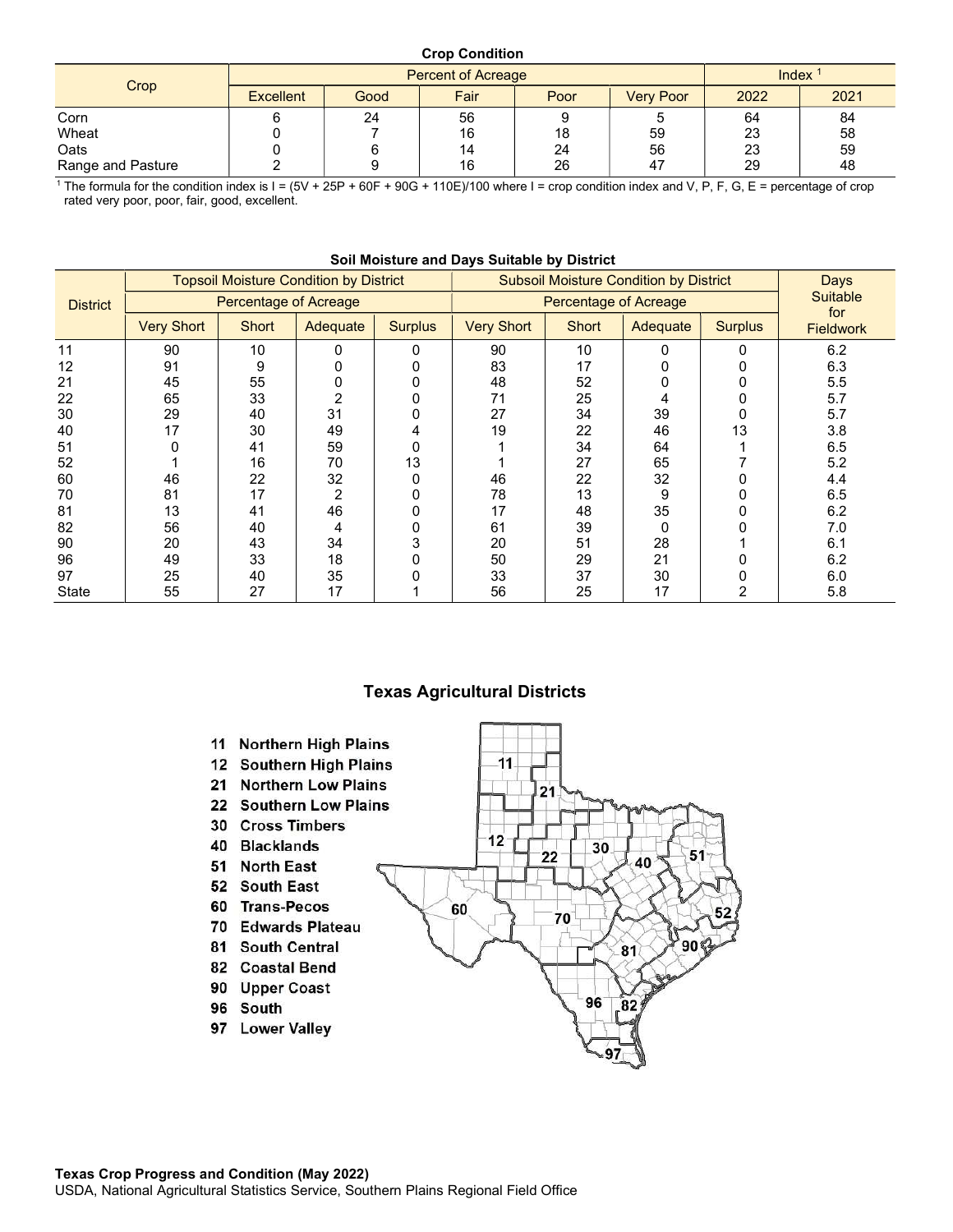**Crop Condition**

| Crop | Percent of Acreage | | | | | Index [1] | |
|---|---|---|---|---|---|---|---|
| | Excellent | Good | Fair | Poor | Very Poor | 2022 | 2021 |
| Corn | 6 | 24 | 56 | 9 | 5 | 64 | 84 |
| Wheat | 0 | 7 | 16 | 18 | 59 | 23 | 58 |
| Oats | 0 | 6 | 14 | 24 | 56 | 23 | 59 |
| Range and Pasture | 2 | 9 | 16 | 26 | 47 | 29 | 48 |

[1] The formula for the condition index is I = (5V + 25P + 60F + 90G + 110E)/100 where I = crop condition index and V, P, F, G, E = percentage of crop rated very poor, poor, fair, good, excellent.

**Soil Moisture and Days Suitable by District**

| District | Topsoil Moisture Condition by District | | | | Subsoil Moisture Condition by District | | | | Days Suitable for Fieldwork |
|---|---|---|---|---|---|---|---|---|---|
| | Percentage of Acreage | | | | Percentage of Acreage | | | | |
| | Very Short | Short | Adequate | Surplus | Very Short | Short | Adequate | Surplus | |
| 11 | 90 | 10 | 0 | 0 | 90 | 10 | 0 | 0 | 6.2 |
| 12 | 91 | 9 | 0 | 0 | 83 | 17 | 0 | 0 | 6.3 |
| 21 | 45 | 55 | 0 | 0 | 48 | 52 | 0 | 0 | 5.5 |
| 22 | 65 | 33 | 2 | 0 | 71 | 25 | 4 | 0 | 5.7 |
| 30 | 29 | 40 | 31 | 0 | 27 | 34 | 39 | 0 | 5.7 |
| 40 | 17 | 30 | 49 | 4 | 19 | 22 | 46 | 13 | 3.8 |
| 51 | 0 | 41 | 59 | 0 | 1 | 34 | 64 | 1 | 6.5 |
| 52 | 1 | 16 | 70 | 13 | 1 | 27 | 65 | 7 | 5.2 |
| 60 | 46 | 22 | 32 | 0 | 46 | 22 | 32 | 0 | 4.4 |
| 70 | 81 | 17 | 2 | 0 | 78 | 13 | 9 | 0 | 6.5 |
| 81 | 13 | 41 | 46 | 0 | 17 | 48 | 35 | 0 | 6.2 |
| 82 | 56 | 40 | 4 | 0 | 61 | 39 | 0 | 0 | 7.0 |
| 90 | 20 | 43 | 34 | 3 | 20 | 51 | 28 | 1 | 6.1 |
| 96 | 49 | 33 | 18 | 0 | 50 | 29 | 21 | 0 | 6.2 |
| 97 | 25 | 40 | 35 | 0 | 33 | 37 | 30 | 0 | 6.0 |
| State | 55 | 27 | 17 | 1 | 56 | 25 | 17 | 2 | 5.8 |

## Texas Agricultural Districts

- 11 Northern High Plains
- 12 Southern High Plains
- 21 Northern Low Plains
- 22 Southern Low Plains
- 30 Cross Timbers
- 40 Blacklands
- 51 North East
- 52 South East
- 60 Trans-Pecos
- 70 Edwards Plateau
- 81 South Central
- 82 Coastal Bend
- 90 Upper Coast
- 96 South
- 97 Lower Valley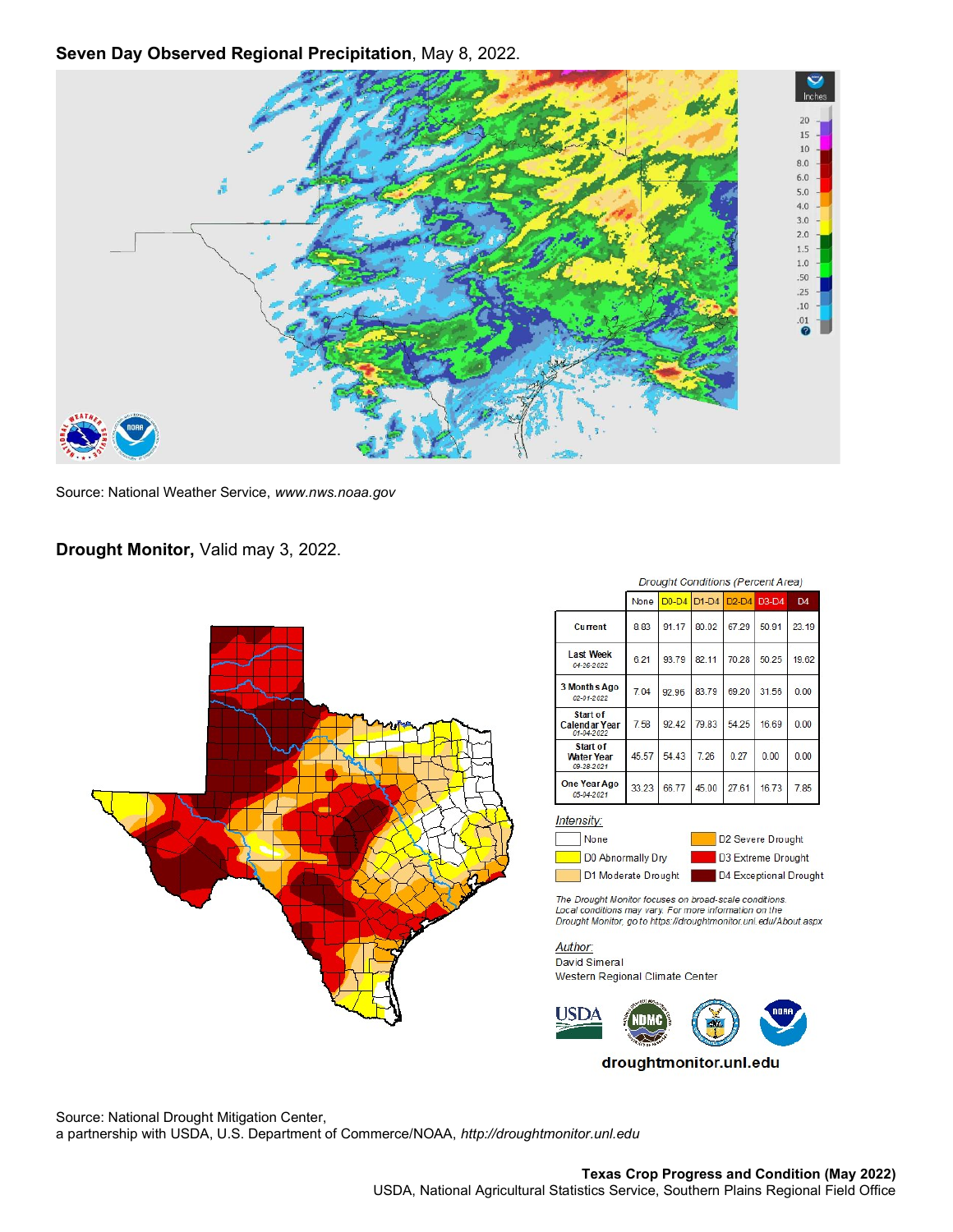**Seven Day Observed Regional Precipitation**, May 8, 2022.

Inches
20
15
10
8.0
6.0
5.0
4.0
3.0
2.0
1.5
1.0
.50
.25
.10
.01

Source: National Weather Service, *www.nws.noaa.gov*

**Drought Monitor,** Valid may 3, 2022.

*Drought Conditions (Percent Area)*

| | None | D0-D4 | D1-D4 | D2-D4 | D3-D4 | D4 |
|---|---|---|---|---|---|---|
| Current | 8.83 | 91.17 | 80.02 | 67.29 | 50.91 | 23.19 |
| Last Week 04-26-2022 | 6.21 | 93.79 | 82.11 | 70.28 | 50.25 | 19.62 |
| 3 Months Ago 02-01-2022 | 7.04 | 92.96 | 83.79 | 69.20 | 31.56 | 0.00 |
| Start of Calendar Year 01-04-2022 | 7.58 | 92.42 | 79.83 | 54.25 | 16.69 | 0.00 |
| Start of Water Year 09-28-2021 | 45.57 | 54.43 | 7.26 | 0.27 | 0.00 | 0.00 |
| One Year Ago 05-04-2021 | 33.23 | 66.77 | 45.00 | 27.61 | 16.73 | 7.85 |

*Intensity:*

- None
- D0 Abnormally Dry
- D1 Moderate Drought
- D2 Severe Drought
- D3 Extreme Drought
- D4 Exceptional Drought

*The Drought Monitor focuses on broad-scale conditions. Local conditions may vary. For more information on the Drought Monitor, go to https://droughtmonitor.unl.edu/About.aspx*

*Author:*
David Simeral
Western Regional Climate Center

**droughtmonitor.unl.edu**

Source: National Drought Mitigation Center,
a partnership with USDA, U.S. Department of Commerce/NOAA, *http://droughtmonitor.unl.edu*